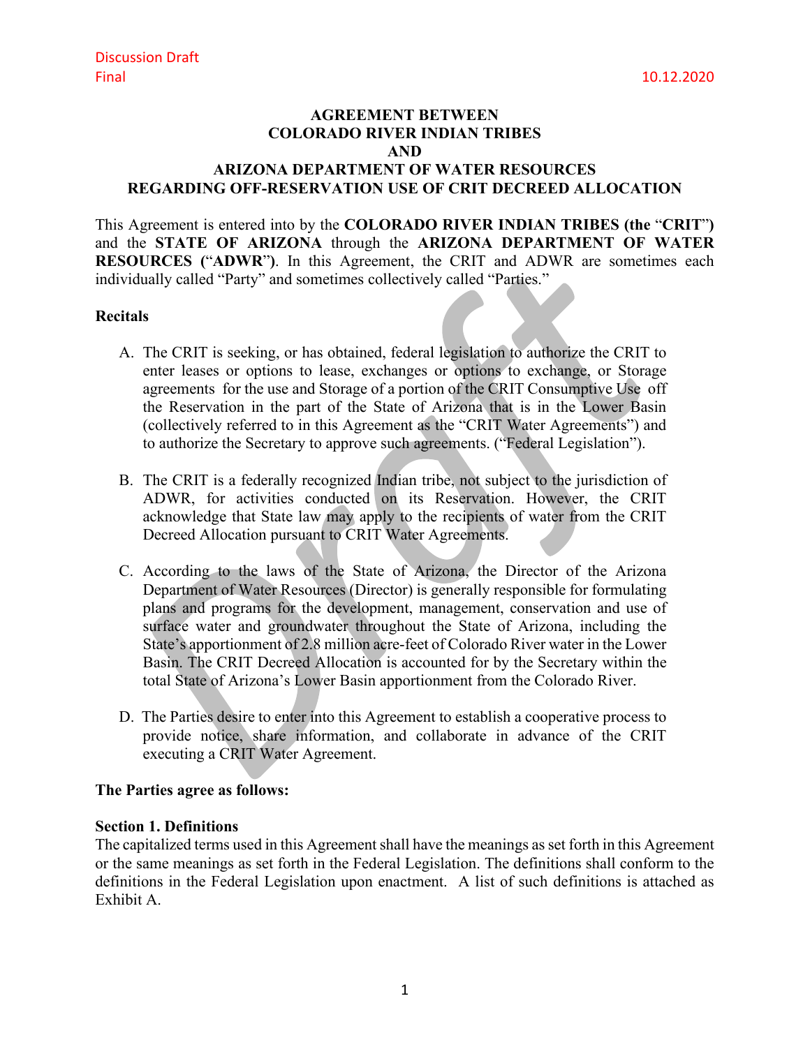Discussion Draft
Final 10.12.2020

# AGREEMENT BETWEEN COLORADO RIVER INDIAN TRIBES AND ARIZONA DEPARTMENT OF WATER RESOURCES REGARDING OFF-RESERVATION USE OF CRIT DECREED ALLOCATION

This Agreement is entered into by the **COLORADO RIVER INDIAN TRIBES (the "CRIT")** and the **STATE OF ARIZONA** through the **ARIZONA DEPARTMENT OF WATER RESOURCES ("ADWR")**. In this Agreement, the CRIT and ADWR are sometimes each individually called "Party" and sometimes collectively called "Parties."

## Recitals

A. The CRIT is seeking, or has obtained, federal legislation to authorize the CRIT to enter leases or options to lease, exchanges or options to exchange, or Storage agreements for the use and Storage of a portion of the CRIT Consumptive Use off the Reservation in the part of the State of Arizona that is in the Lower Basin (collectively referred to in this Agreement as the "CRIT Water Agreements") and to authorize the Secretary to approve such agreements. ("Federal Legislation").

B. The CRIT is a federally recognized Indian tribe, not subject to the jurisdiction of ADWR, for activities conducted on its Reservation. However, the CRIT acknowledge that State law may apply to the recipients of water from the CRIT Decreed Allocation pursuant to CRIT Water Agreements.

C. According to the laws of the State of Arizona, the Director of the Arizona Department of Water Resources (Director) is generally responsible for formulating plans and programs for the development, management, conservation and use of surface water and groundwater throughout the State of Arizona, including the State's apportionment of 2.8 million acre-feet of Colorado River water in the Lower Basin. The CRIT Decreed Allocation is accounted for by the Secretary within the total State of Arizona's Lower Basin apportionment from the Colorado River.

D. The Parties desire to enter into this Agreement to establish a cooperative process to provide notice, share information, and collaborate in advance of the CRIT executing a CRIT Water Agreement.

**The Parties agree as follows:**

### Section 1. Definitions

The capitalized terms used in this Agreement shall have the meanings as set forth in this Agreement or the same meanings as set forth in the Federal Legislation. The definitions shall conform to the definitions in the Federal Legislation upon enactment. A list of such definitions is attached as Exhibit A.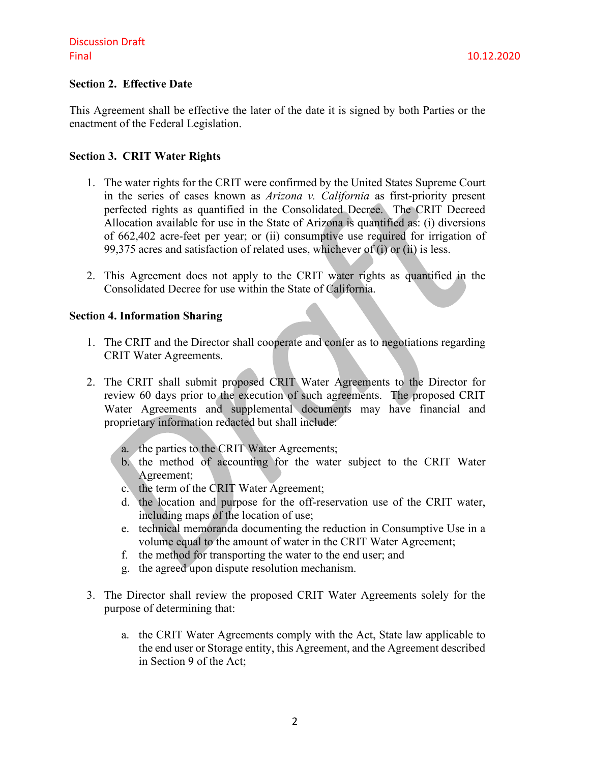### Section 2. Effective Date

This Agreement shall be effective the later of the date it is signed by both Parties or the enactment of the Federal Legislation.

### Section 3. CRIT Water Rights

1. The water rights for the CRIT were confirmed by the United States Supreme Court in the series of cases known as *Arizona v. California* as first-priority present perfected rights as quantified in the Consolidated Decree. The CRIT Decreed Allocation available for use in the State of Arizona is quantified as: (i) diversions of 662,402 acre-feet per year; or (ii) consumptive use required for irrigation of 99,375 acres and satisfaction of related uses, whichever of (i) or (ii) is less.

2. This Agreement does not apply to the CRIT water rights as quantified in the Consolidated Decree for use within the State of California.

### Section 4. Information Sharing

1. The CRIT and the Director shall cooperate and confer as to negotiations regarding CRIT Water Agreements.

2. The CRIT shall submit proposed CRIT Water Agreements to the Director for review 60 days prior to the execution of such agreements. The proposed CRIT Water Agreements and supplemental documents may have financial and proprietary information redacted but shall include:

   a. the parties to the CRIT Water Agreements;
   b. the method of accounting for the water subject to the CRIT Water Agreement;
   c. the term of the CRIT Water Agreement;
   d. the location and purpose for the off-reservation use of the CRIT water, including maps of the location of use;
   e. technical memoranda documenting the reduction in Consumptive Use in a volume equal to the amount of water in the CRIT Water Agreement;
   f. the method for transporting the water to the end user; and
   g. the agreed upon dispute resolution mechanism.

3. The Director shall review the proposed CRIT Water Agreements solely for the purpose of determining that:

   a. the CRIT Water Agreements comply with the Act, State law applicable to the end user or Storage entity, this Agreement, and the Agreement described in Section 9 of the Act;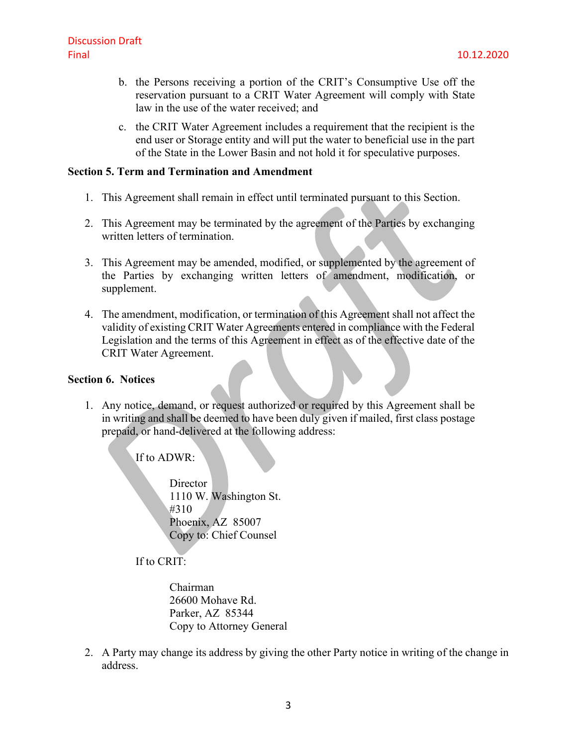b. the Persons receiving a portion of the CRIT's Consumptive Use off the reservation pursuant to a CRIT Water Agreement will comply with State law in the use of the water received; and

c. the CRIT Water Agreement includes a requirement that the recipient is the end user or Storage entity and will put the water to beneficial use in the part of the State in the Lower Basin and not hold it for speculative purposes.

**Section 5. Term and Termination and Amendment**

1. This Agreement shall remain in effect until terminated pursuant to this Section.

2. This Agreement may be terminated by the agreement of the Parties by exchanging written letters of termination.

3. This Agreement may be amended, modified, or supplemented by the agreement of the Parties by exchanging written letters of amendment, modification, or supplement.

4. The amendment, modification, or termination of this Agreement shall not affect the validity of existing CRIT Water Agreements entered in compliance with the Federal Legislation and the terms of this Agreement in effect as of the effective date of the CRIT Water Agreement.

**Section 6. Notices**

1. Any notice, demand, or request authorized or required by this Agreement shall be in writing and shall be deemed to have been duly given if mailed, first class postage prepaid, or hand-delivered at the following address:

   If to ADWR:

   Director
   1110 W. Washington St.
   #310
   Phoenix, AZ 85007
   Copy to: Chief Counsel

   If to CRIT:

   Chairman
   26600 Mohave Rd.
   Parker, AZ 85344
   Copy to Attorney General

2. A Party may change its address by giving the other Party notice in writing of the change in address.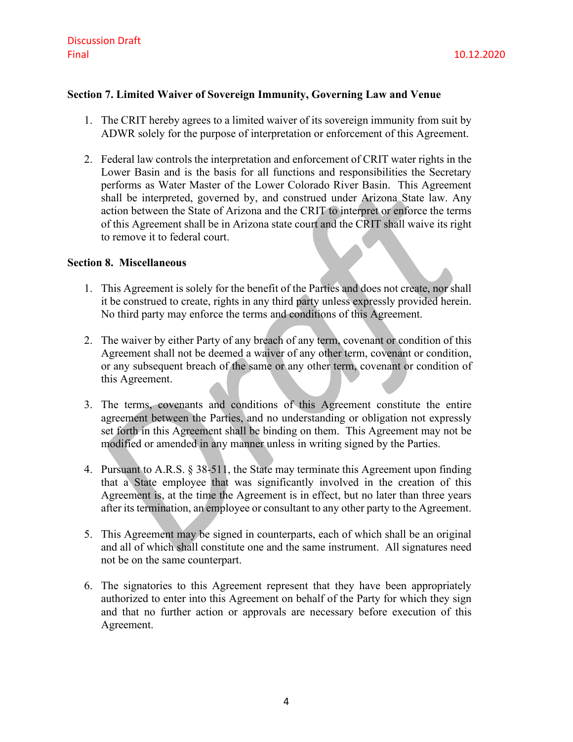### Section 7. Limited Waiver of Sovereign Immunity, Governing Law and Venue

1. The CRIT hereby agrees to a limited waiver of its sovereign immunity from suit by ADWR solely for the purpose of interpretation or enforcement of this Agreement.

2. Federal law controls the interpretation and enforcement of CRIT water rights in the Lower Basin and is the basis for all functions and responsibilities the Secretary performs as Water Master of the Lower Colorado River Basin. This Agreement shall be interpreted, governed by, and construed under Arizona State law. Any action between the State of Arizona and the CRIT to interpret or enforce the terms of this Agreement shall be in Arizona state court and the CRIT shall waive its right to remove it to federal court.

### Section 8. Miscellaneous

1. This Agreement is solely for the benefit of the Parties and does not create, nor shall it be construed to create, rights in any third party unless expressly provided herein. No third party may enforce the terms and conditions of this Agreement.

2. The waiver by either Party of any breach of any term, covenant or condition of this Agreement shall not be deemed a waiver of any other term, covenant or condition, or any subsequent breach of the same or any other term, covenant or condition of this Agreement.

3. The terms, covenants and conditions of this Agreement constitute the entire agreement between the Parties, and no understanding or obligation not expressly set forth in this Agreement shall be binding on them. This Agreement may not be modified or amended in any manner unless in writing signed by the Parties.

4. Pursuant to A.R.S. § 38-511, the State may terminate this Agreement upon finding that a State employee that was significantly involved in the creation of this Agreement is, at the time the Agreement is in effect, but no later than three years after its termination, an employee or consultant to any other party to the Agreement.

5. This Agreement may be signed in counterparts, each of which shall be an original and all of which shall constitute one and the same instrument. All signatures need not be on the same counterpart.

6. The signatories to this Agreement represent that they have been appropriately authorized to enter into this Agreement on behalf of the Party for which they sign and that no further action or approvals are necessary before execution of this Agreement.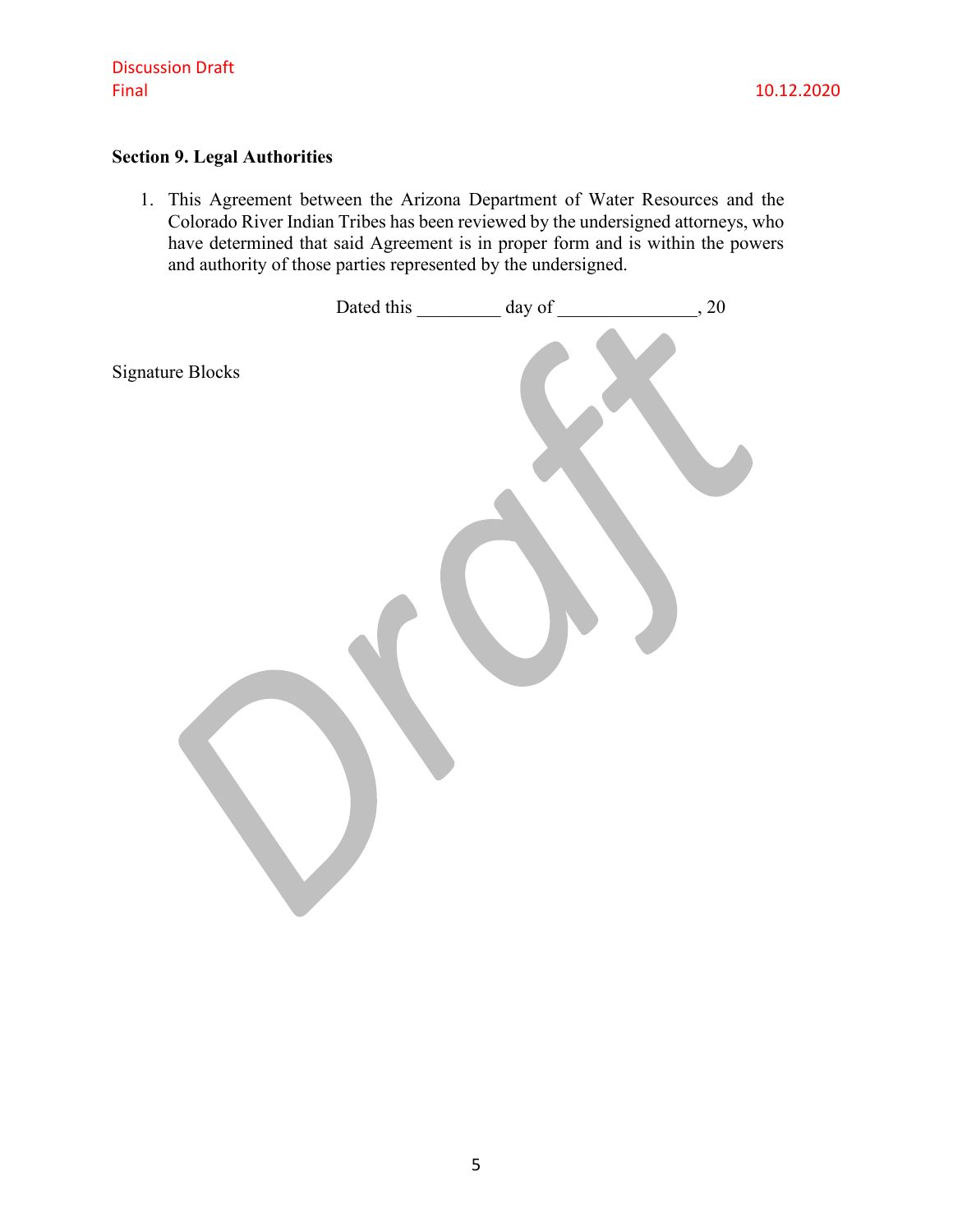## Section 9. Legal Authorities

1. This Agreement between the Arizona Department of Water Resources and the Colorado River Indian Tribes has been reviewed by the undersigned attorneys, who have determined that said Agreement is in proper form and is within the powers and authority of those parties represented by the undersigned.

Dated this _________ day of _______________, 20

Signature Blocks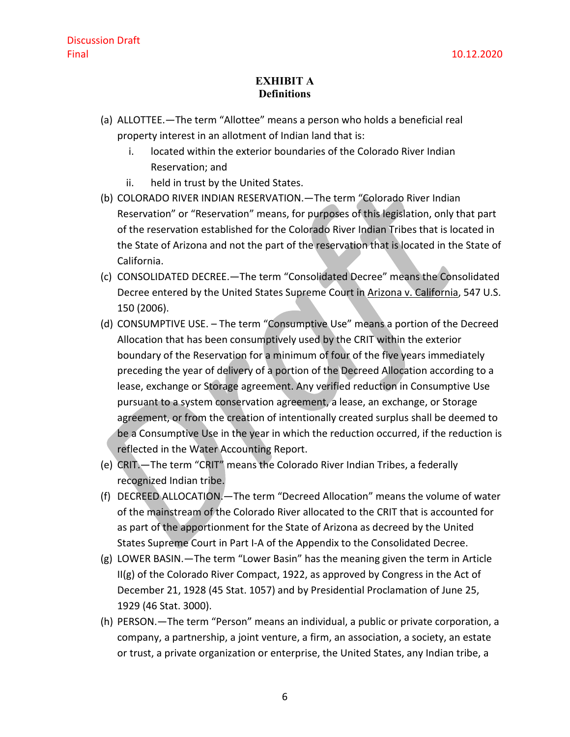Discussion Draft
Final

10.12.2020

# EXHIBIT A
## Definitions

(a) ALLOTTEE.—The term "Allottee" means a person who holds a beneficial real property interest in an allotment of Indian land that is:

 i. located within the exterior boundaries of the Colorado River Indian Reservation; and

 ii. held in trust by the United States.

(b) COLORADO RIVER INDIAN RESERVATION.—The term "Colorado River Indian Reservation" or "Reservation" means, for purposes of this legislation, only that part of the reservation established for the Colorado River Indian Tribes that is located in the State of Arizona and not the part of the reservation that is located in the State of California.

(c) CONSOLIDATED DECREE.—The term "Consolidated Decree" means the Consolidated Decree entered by the United States Supreme Court in Arizona v. California, 547 U.S. 150 (2006).

(d) CONSUMPTIVE USE. – The term "Consumptive Use" means a portion of the Decreed Allocation that has been consumptively used by the CRIT within the exterior boundary of the Reservation for a minimum of four of the five years immediately preceding the year of delivery of a portion of the Decreed Allocation according to a lease, exchange or Storage agreement. Any verified reduction in Consumptive Use pursuant to a system conservation agreement, a lease, an exchange, or Storage agreement, or from the creation of intentionally created surplus shall be deemed to be a Consumptive Use in the year in which the reduction occurred, if the reduction is reflected in the Water Accounting Report.

(e) CRIT.—The term "CRIT" means the Colorado River Indian Tribes, a federally recognized Indian tribe.

(f) DECREED ALLOCATION.—The term "Decreed Allocation" means the volume of water of the mainstream of the Colorado River allocated to the CRIT that is accounted for as part of the apportionment for the State of Arizona as decreed by the United States Supreme Court in Part I-A of the Appendix to the Consolidated Decree.

(g) LOWER BASIN.—The term "Lower Basin" has the meaning given the term in Article II(g) of the Colorado River Compact, 1922, as approved by Congress in the Act of December 21, 1928 (45 Stat. 1057) and by Presidential Proclamation of June 25, 1929 (46 Stat. 3000).

(h) PERSON.—The term "Person" means an individual, a public or private corporation, a company, a partnership, a joint venture, a firm, an association, a society, an estate or trust, a private organization or enterprise, the United States, any Indian tribe, a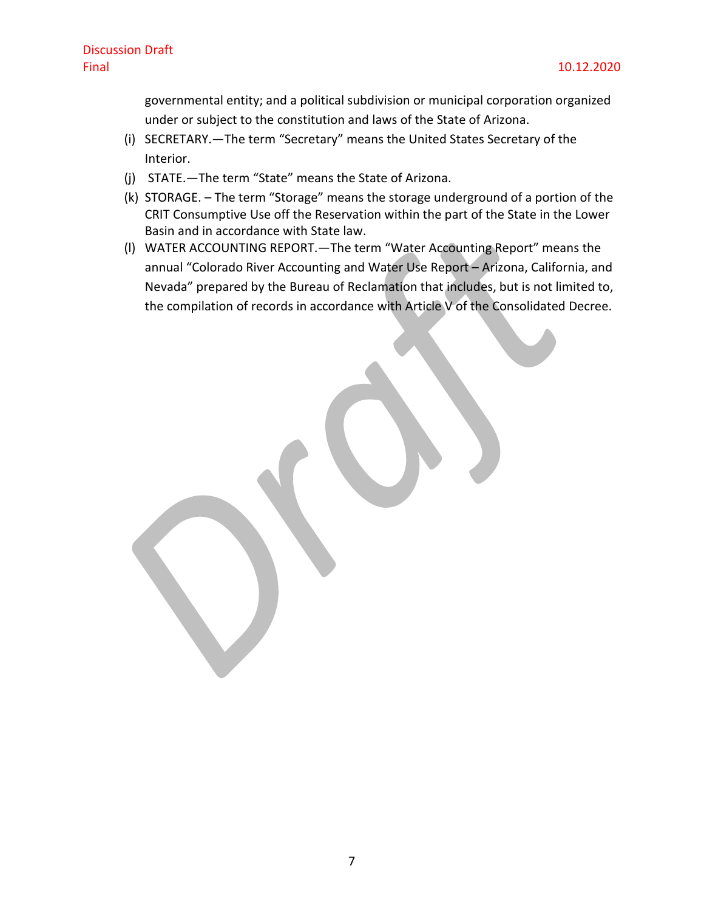governmental entity; and a political subdivision or municipal corporation organized under or subject to the constitution and laws of the State of Arizona.

(i) SECRETARY.—The term “Secretary” means the United States Secretary of the Interior.

(j) STATE.—The term “State” means the State of Arizona.

(k) STORAGE. – The term “Storage” means the storage underground of a portion of the CRIT Consumptive Use off the Reservation within the part of the State in the Lower Basin and in accordance with State law.

(l) WATER ACCOUNTING REPORT.—The term “Water Accounting Report” means the annual “Colorado River Accounting and Water Use Report – Arizona, California, and Nevada” prepared by the Bureau of Reclamation that includes, but is not limited to, the compilation of records in accordance with Article V of the Consolidated Decree.